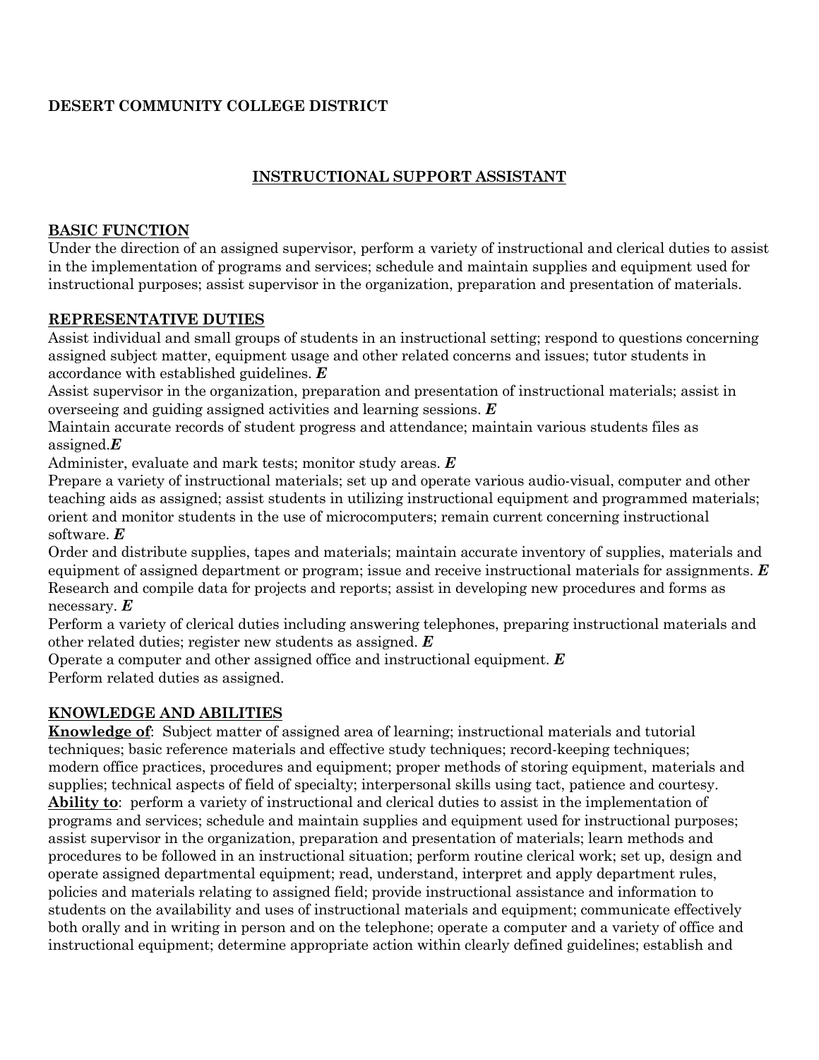**DESERT COMMUNITY COLLEGE DISTRICT**

# INSTRUCTIONAL SUPPORT ASSISTANT

## BASIC FUNCTION

Under the direction of an assigned supervisor, perform a variety of instructional and clerical duties to assist in the implementation of programs and services; schedule and maintain supplies and equipment used for instructional purposes; assist supervisor in the organization, preparation and presentation of materials.

## REPRESENTATIVE DUTIES

Assist individual and small groups of students in an instructional setting; respond to questions concerning assigned subject matter, equipment usage and other related concerns and issues; tutor students in accordance with established guidelines. ***E***

Assist supervisor in the organization, preparation and presentation of instructional materials; assist in overseeing and guiding assigned activities and learning sessions. ***E***

Maintain accurate records of student progress and attendance; maintain various students files as assigned.***E***

Administer, evaluate and mark tests; monitor study areas. ***E***

Prepare a variety of instructional materials; set up and operate various audio-visual, computer and other teaching aids as assigned; assist students in utilizing instructional equipment and programmed materials; orient and monitor students in the use of microcomputers; remain current concerning instructional software. ***E***

Order and distribute supplies, tapes and materials; maintain accurate inventory of supplies, materials and equipment of assigned department or program; issue and receive instructional materials for assignments. ***E***

Research and compile data for projects and reports; assist in developing new procedures and forms as necessary. ***E***

Perform a variety of clerical duties including answering telephones, preparing instructional materials and other related duties; register new students as assigned. ***E***

Operate a computer and other assigned office and instructional equipment. ***E***

Perform related duties as assigned.

## KNOWLEDGE AND ABILITIES

**Knowledge of**: Subject matter of assigned area of learning; instructional materials and tutorial techniques; basic reference materials and effective study techniques; record-keeping techniques; modern office practices, procedures and equipment; proper methods of storing equipment, materials and supplies; technical aspects of field of specialty; interpersonal skills using tact, patience and courtesy.

**Ability to**: perform a variety of instructional and clerical duties to assist in the implementation of programs and services; schedule and maintain supplies and equipment used for instructional purposes; assist supervisor in the organization, preparation and presentation of materials; learn methods and procedures to be followed in an instructional situation; perform routine clerical work; set up, design and operate assigned departmental equipment; read, understand, interpret and apply department rules, policies and materials relating to assigned field; provide instructional assistance and information to students on the availability and uses of instructional materials and equipment; communicate effectively both orally and in writing in person and on the telephone; operate a computer and a variety of office and instructional equipment; determine appropriate action within clearly defined guidelines; establish and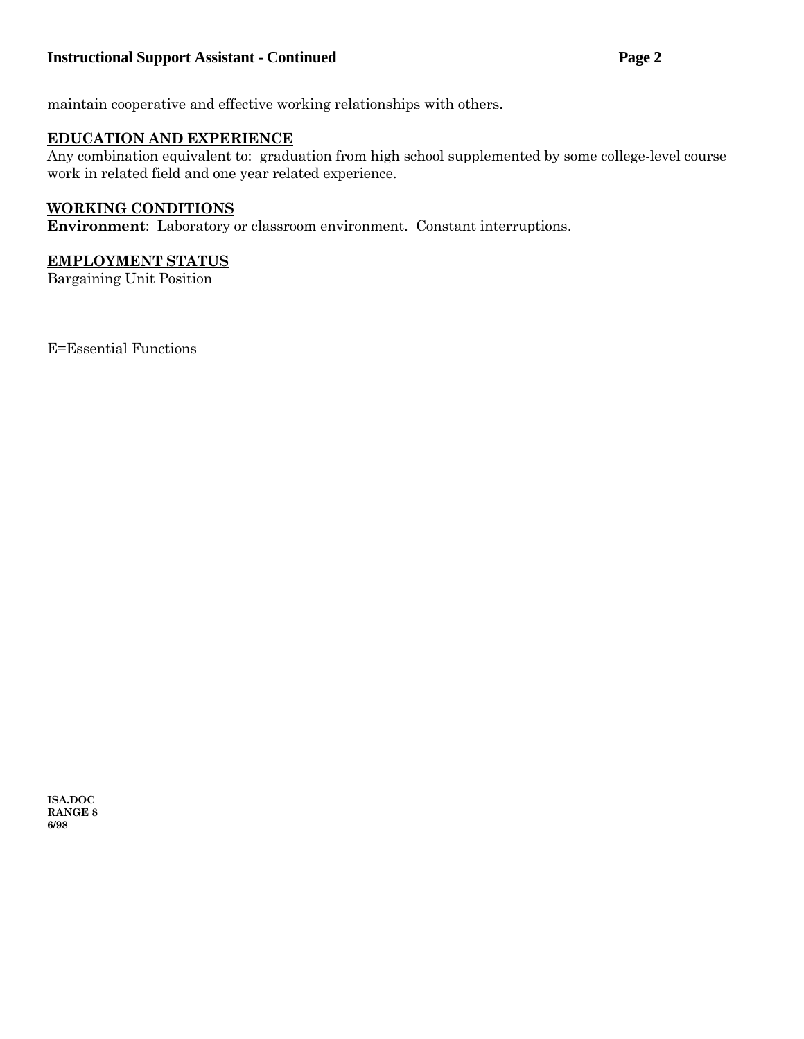maintain cooperative and effective working relationships with others.

## EDUCATION AND EXPERIENCE

Any combination equivalent to: graduation from high school supplemented by some college-level course work in related field and one year related experience.

## WORKING CONDITIONS

**Environment**: Laboratory or classroom environment. Constant interruptions.

## EMPLOYMENT STATUS

Bargaining Unit Position

E=Essential Functions

**ISA.DOC**
**RANGE 8**
**6/98**